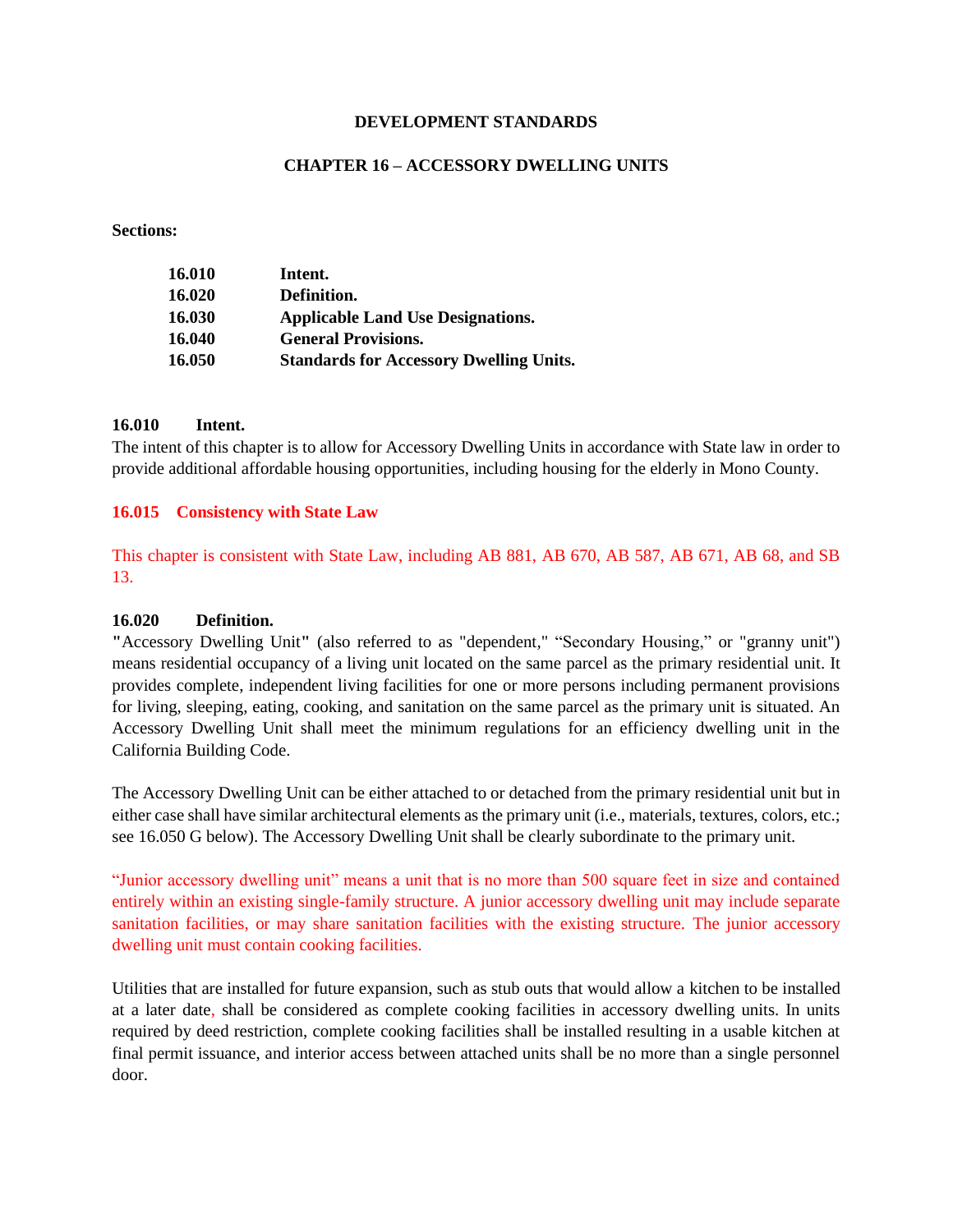# DEVELOPMENT STANDARDS

## CHAPTER 16 – ACCESSORY DWELLING UNITS

**Sections:**

| | |
|---|---|
| **16.010** | **Intent.** |
| **16.020** | **Definition.** |
| **16.030** | **Applicable Land Use Designations.** |
| **16.040** | **General Provisions.** |
| **16.050** | **Standards for Accessory Dwelling Units.** |

### 16.010 Intent.

The intent of this chapter is to allow for Accessory Dwelling Units in accordance with State law in order to provide additional affordable housing opportunities, including housing for the elderly in Mono County.

### 16.015 Consistency with State Law

This chapter is consistent with State Law, including AB 881, AB 670, AB 587, AB 671, AB 68, and SB 13.

### 16.020 Definition.

"Accessory Dwelling Unit" (also referred to as "dependent," "Secondary Housing," or "granny unit") means residential occupancy of a living unit located on the same parcel as the primary residential unit. It provides complete, independent living facilities for one or more persons including permanent provisions for living, sleeping, eating, cooking, and sanitation on the same parcel as the primary unit is situated. An Accessory Dwelling Unit shall meet the minimum regulations for an efficiency dwelling unit in the California Building Code.

The Accessory Dwelling Unit can be either attached to or detached from the primary residential unit but in either case shall have similar architectural elements as the primary unit (i.e., materials, textures, colors, etc.; see 16.050 G below). The Accessory Dwelling Unit shall be clearly subordinate to the primary unit.

"Junior accessory dwelling unit" means a unit that is no more than 500 square feet in size and contained entirely within an existing single-family structure. A junior accessory dwelling unit may include separate sanitation facilities, or may share sanitation facilities with the existing structure. The junior accessory dwelling unit must contain cooking facilities.

Utilities that are installed for future expansion, such as stub outs that would allow a kitchen to be installed at a later date, shall be considered as complete cooking facilities in accessory dwelling units. In units required by deed restriction, complete cooking facilities shall be installed resulting in a usable kitchen at final permit issuance, and interior access between attached units shall be no more than a single personnel door.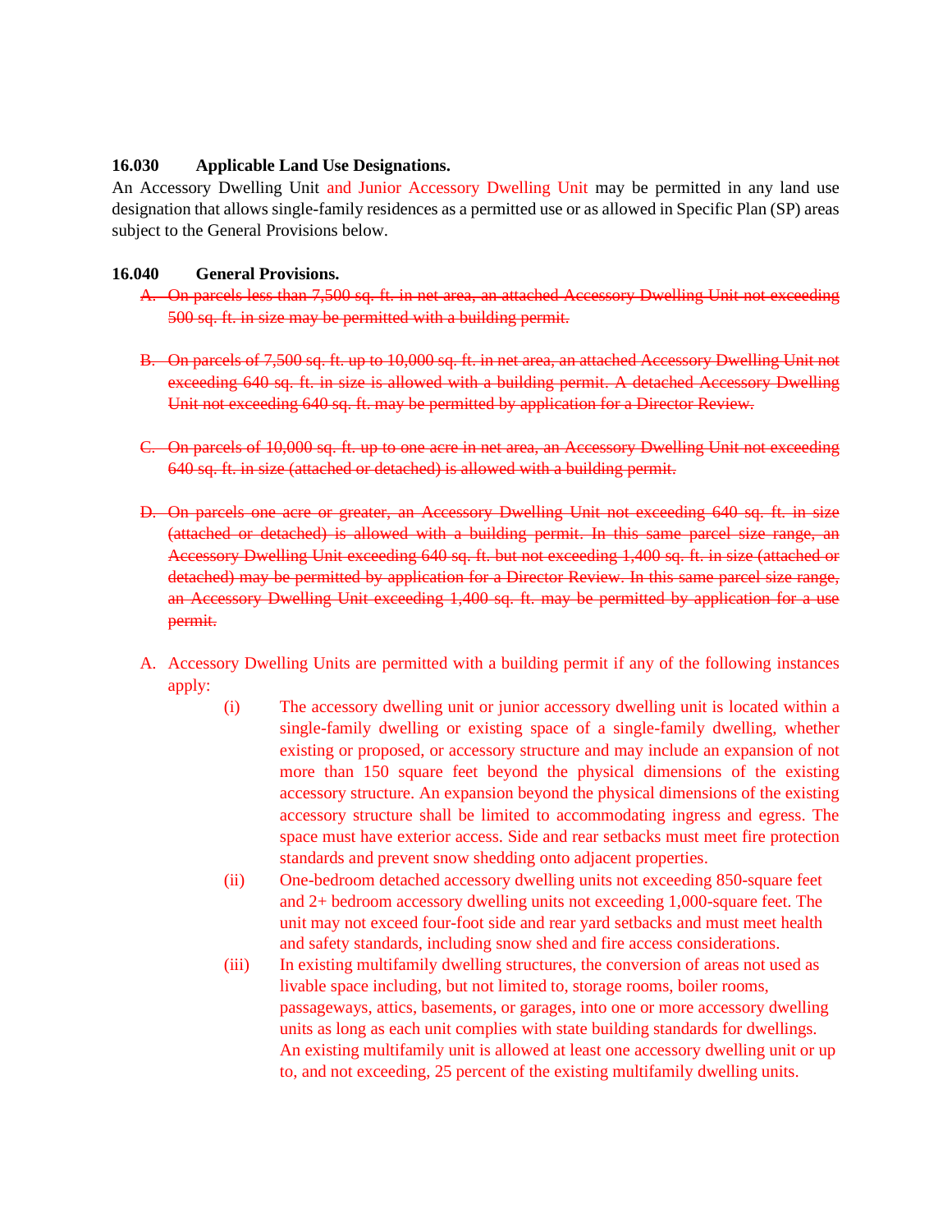**16.030 Applicable Land Use Designations.**

An Accessory Dwelling Unit and Junior Accessory Dwelling Unit may be permitted in any land use designation that allows single-family residences as a permitted use or as allowed in Specific Plan (SP) areas subject to the General Provisions below.

**16.040 General Provisions.**

~~A. On parcels less than 7,500 sq. ft. in net area, an attached Accessory Dwelling Unit not exceeding 500 sq. ft. in size may be permitted with a building permit.~~

~~B. On parcels of 7,500 sq. ft. up to 10,000 sq. ft. in net area, an attached Accessory Dwelling Unit not exceeding 640 sq. ft. in size is allowed with a building permit. A detached Accessory Dwelling Unit not exceeding 640 sq. ft. may be permitted by application for a Director Review.~~

~~C. On parcels of 10,000 sq. ft. up to one acre in net area, an Accessory Dwelling Unit not exceeding 640 sq. ft. in size (attached or detached) is allowed with a building permit.~~

~~D. On parcels one acre or greater, an Accessory Dwelling Unit not exceeding 640 sq. ft. in size (attached or detached) is allowed with a building permit. In this same parcel size range, an Accessory Dwelling Unit exceeding 640 sq. ft. but not exceeding 1,400 sq. ft. in size (attached or detached) may be permitted by application for a Director Review. In this same parcel size range, an Accessory Dwelling Unit exceeding 1,400 sq. ft. may be permitted by application for a use permit.~~

A. Accessory Dwelling Units are permitted with a building permit if any of the following instances apply:

   (i) The accessory dwelling unit or junior accessory dwelling unit is located within a single-family dwelling or existing space of a single-family dwelling, whether existing or proposed, or accessory structure and may include an expansion of not more than 150 square feet beyond the physical dimensions of the existing accessory structure. An expansion beyond the physical dimensions of the existing accessory structure shall be limited to accommodating ingress and egress. The space must have exterior access. Side and rear setbacks must meet fire protection standards and prevent snow shedding onto adjacent properties.

   (ii) One-bedroom detached accessory dwelling units not exceeding 850-square feet and 2+ bedroom accessory dwelling units not exceeding 1,000-square feet. The unit may not exceed four-foot side and rear yard setbacks and must meet health and safety standards, including snow shed and fire access considerations.

   (iii) In existing multifamily dwelling structures, the conversion of areas not used as livable space including, but not limited to, storage rooms, boiler rooms, passageways, attics, basements, or garages, into one or more accessory dwelling units as long as each unit complies with state building standards for dwellings. An existing multifamily unit is allowed at least one accessory dwelling unit or up to, and not exceeding, 25 percent of the existing multifamily dwelling units.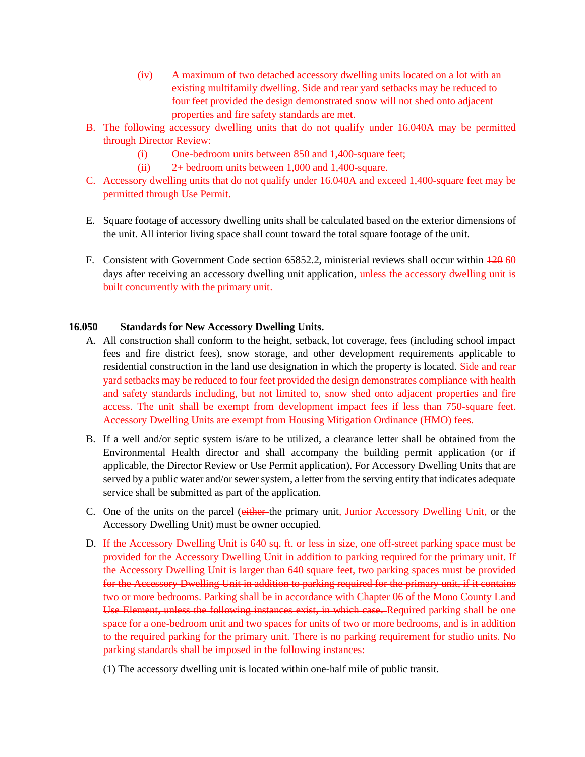(iv) A maximum of two detached accessory dwelling units located on a lot with an existing multifamily dwelling. Side and rear yard setbacks may be reduced to four feet provided the design demonstrated snow will not shed onto adjacent properties and fire safety standards are met.

B. The following accessory dwelling units that do not qualify under 16.040A may be permitted through Director Review:

(i) One-bedroom units between 850 and 1,400-square feet;

(ii) 2+ bedroom units between 1,000 and 1,400-square.

C. Accessory dwelling units that do not qualify under 16.040A and exceed 1,400-square feet may be permitted through Use Permit.

E. Square footage of accessory dwelling units shall be calculated based on the exterior dimensions of the unit. All interior living space shall count toward the total square footage of the unit.

F. Consistent with Government Code section 65852.2, ministerial reviews shall occur within ~~120~~ 60 days after receiving an accessory dwelling unit application, unless the accessory dwelling unit is built concurrently with the primary unit.

**16.050 Standards for New Accessory Dwelling Units.**

A. All construction shall conform to the height, setback, lot coverage, fees (including school impact fees and fire district fees), snow storage, and other development requirements applicable to residential construction in the land use designation in which the property is located. Side and rear yard setbacks may be reduced to four feet provided the design demonstrates compliance with health and safety standards including, but not limited to, snow shed onto adjacent properties and fire access. The unit shall be exempt from development impact fees if less than 750-square feet. Accessory Dwelling Units are exempt from Housing Mitigation Ordinance (HMO) fees.

B. If a well and/or septic system is/are to be utilized, a clearance letter shall be obtained from the Environmental Health director and shall accompany the building permit application (or if applicable, the Director Review or Use Permit application). For Accessory Dwelling Units that are served by a public water and/or sewer system, a letter from the serving entity that indicates adequate service shall be submitted as part of the application.

C. One of the units on the parcel (~~either~~ the primary unit, Junior Accessory Dwelling Unit, or the Accessory Dwelling Unit) must be owner occupied.

D. ~~If the Accessory Dwelling Unit is 640 sq. ft. or less in size, one off-street parking space must be provided for the Accessory Dwelling Unit in addition to parking required for the primary unit. If the Accessory Dwelling Unit is larger than 640 square feet, two parking spaces must be provided for the Accessory Dwelling Unit in addition to parking required for the primary unit, if it contains two or more bedrooms. Parking shall be in accordance with Chapter 06 of the Mono County Land Use Element, unless the following instances exist, in which case.~~ Required parking shall be one space for a one-bedroom unit and two spaces for units of two or more bedrooms, and is in addition to the required parking for the primary unit. There is no parking requirement for studio units. No parking standards shall be imposed in the following instances:

(1) The accessory dwelling unit is located within one-half mile of public transit.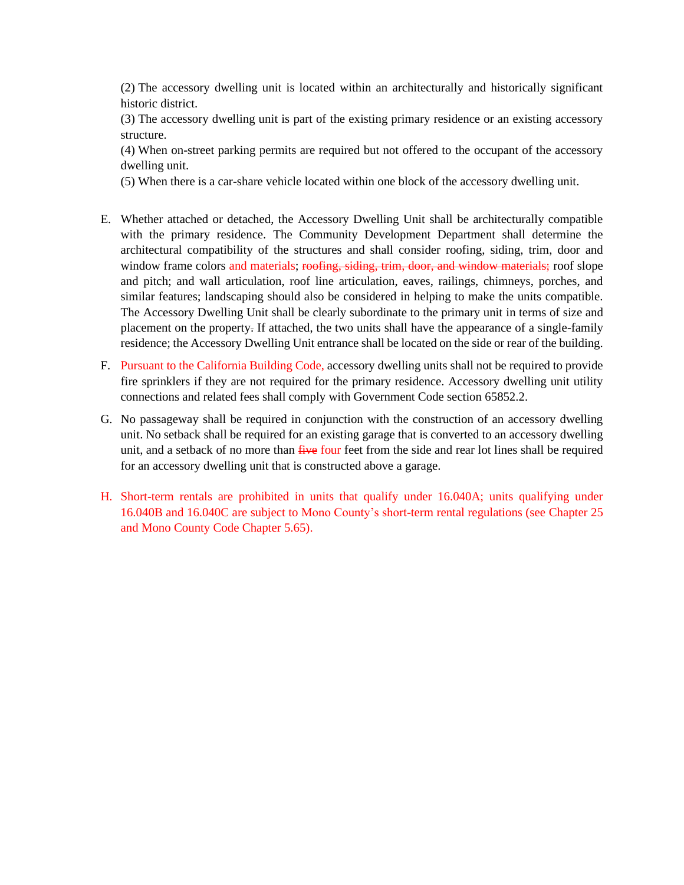(2) The accessory dwelling unit is located within an architecturally and historically significant historic district.

(3) The accessory dwelling unit is part of the existing primary residence or an existing accessory structure.

(4) When on-street parking permits are required but not offered to the occupant of the accessory dwelling unit.

(5) When there is a car-share vehicle located within one block of the accessory dwelling unit.

E. Whether attached or detached, the Accessory Dwelling Unit shall be architecturally compatible with the primary residence. The Community Development Department shall determine the architectural compatibility of the structures and shall consider roofing, siding, trim, door and window frame colors and materials; ~~roofing, siding, trim, door, and window materials;~~ roof slope and pitch; and wall articulation, roof line articulation, eaves, railings, chimneys, porches, and similar features; landscaping should also be considered in helping to make the units compatible. The Accessory Dwelling Unit shall be clearly subordinate to the primary unit in terms of size and placement on the property~~.~~ If attached, the two units shall have the appearance of a single-family residence; the Accessory Dwelling Unit entrance shall be located on the side or rear of the building.

F. Pursuant to the California Building Code, accessory dwelling units shall not be required to provide fire sprinklers if they are not required for the primary residence. Accessory dwelling unit utility connections and related fees shall comply with Government Code section 65852.2.

G. No passageway shall be required in conjunction with the construction of an accessory dwelling unit. No setback shall be required for an existing garage that is converted to an accessory dwelling unit, and a setback of no more than ~~five~~ four feet from the side and rear lot lines shall be required for an accessory dwelling unit that is constructed above a garage.

H. Short-term rentals are prohibited in units that qualify under 16.040A; units qualifying under 16.040B and 16.040C are subject to Mono County's short-term rental regulations (see Chapter 25 and Mono County Code Chapter 5.65).